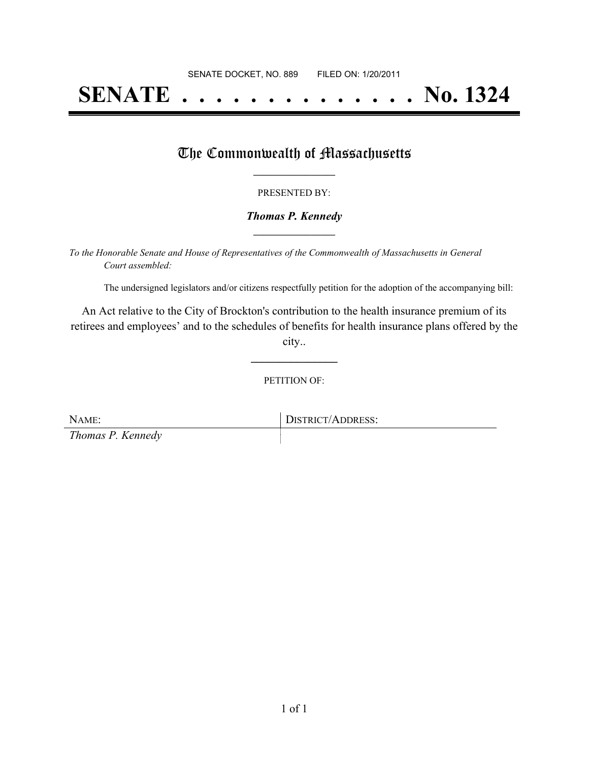SENATE DOCKET, NO. 889        FILED ON: 1/20/2011

# SENATE . . . . . . . . . . . . . . No. 1324

## The Commonwealth of Massachusetts

PRESENTED BY:

***Thomas P. Kennedy***

*To the Honorable Senate and House of Representatives of the Commonwealth of Massachusetts in General Court assembled:*

The undersigned legislators and/or citizens respectfully petition for the adoption of the accompanying bill:

An Act relative to the City of Brockton's contribution to the health insurance premium of its retirees and employees' and to the schedules of benefits for health insurance plans offered by the city..

PETITION OF:

| NAME: | DISTRICT/ADDRESS: |
| --- | --- |
| *Thomas P. Kennedy* | |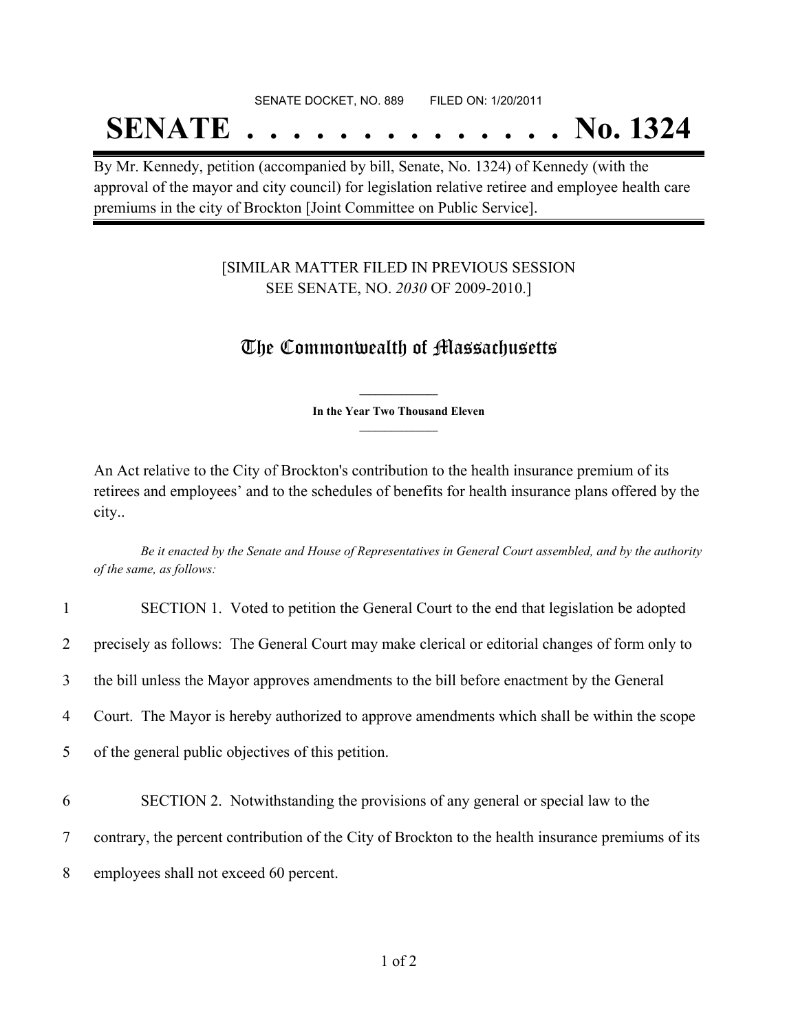SENATE DOCKET, NO. 889 FILED ON: 1/20/2011

# SENATE . . . . . . . . . . . . . . . No. 1324

By Mr. Kennedy, petition (accompanied by bill, Senate, No. 1324) of Kennedy (with the approval of the mayor and city council) for legislation relative retiree and employee health care premiums in the city of Brockton [Joint Committee on Public Service].

[SIMILAR MATTER FILED IN PREVIOUS SESSION
SEE SENATE, NO. *2030* OF 2009-2010.]

## The Commonwealth of Massachusetts

**In the Year Two Thousand Eleven**

An Act relative to the City of Brockton's contribution to the health insurance premium of its retirees and employees' and to the schedules of benefits for health insurance plans offered by the city..

*Be it enacted by the Senate and House of Representatives in General Court assembled, and by the authority of the same, as follows:*

1 SECTION 1. Voted to petition the General Court to the end that legislation be adopted
2 precisely as follows: The General Court may make clerical or editorial changes of form only to
3 the bill unless the Mayor approves amendments to the bill before enactment by the General
4 Court. The Mayor is hereby authorized to approve amendments which shall be within the scope
5 of the general public objectives of this petition.

6 SECTION 2. Notwithstanding the provisions of any general or special law to the
7 contrary, the percent contribution of the City of Brockton to the health insurance premiums of its
8 employees shall not exceed 60 percent.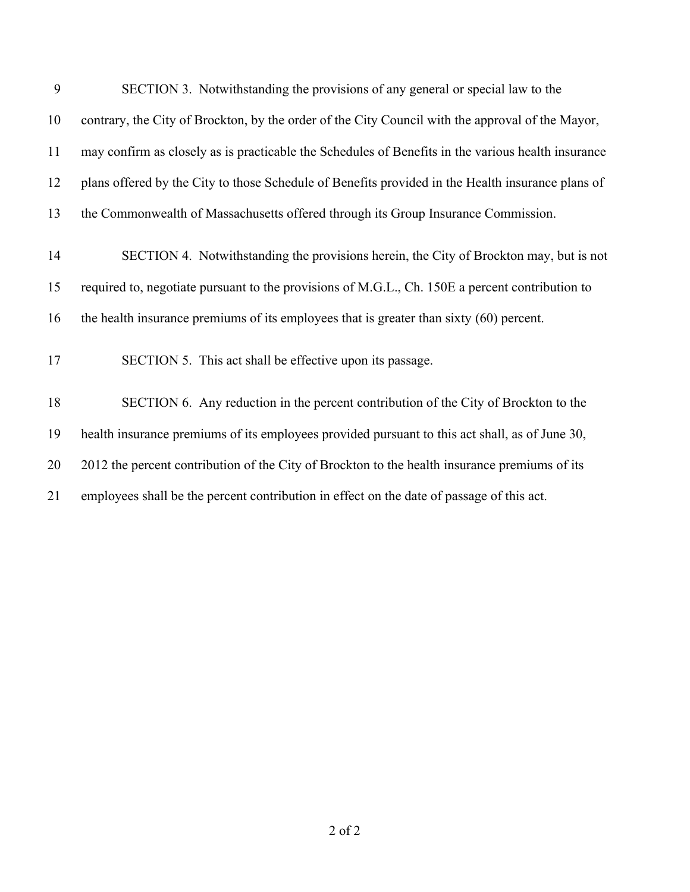SECTION 3. Notwithstanding the provisions of any general or special law to the contrary, the City of Brockton, by the order of the City Council with the approval of the Mayor, may confirm as closely as is practicable the Schedules of Benefits in the various health insurance plans offered by the City to those Schedule of Benefits provided in the Health insurance plans of the Commonwealth of Massachusetts offered through its Group Insurance Commission.

SECTION 4. Notwithstanding the provisions herein, the City of Brockton may, but is not required to, negotiate pursuant to the provisions of M.G.L., Ch. 150E a percent contribution to the health insurance premiums of its employees that is greater than sixty (60) percent.

SECTION 5. This act shall be effective upon its passage.

SECTION 6. Any reduction in the percent contribution of the City of Brockton to the health insurance premiums of its employees provided pursuant to this act shall, as of June 30, 2012 the percent contribution of the City of Brockton to the health insurance premiums of its employees shall be the percent contribution in effect on the date of passage of this act.